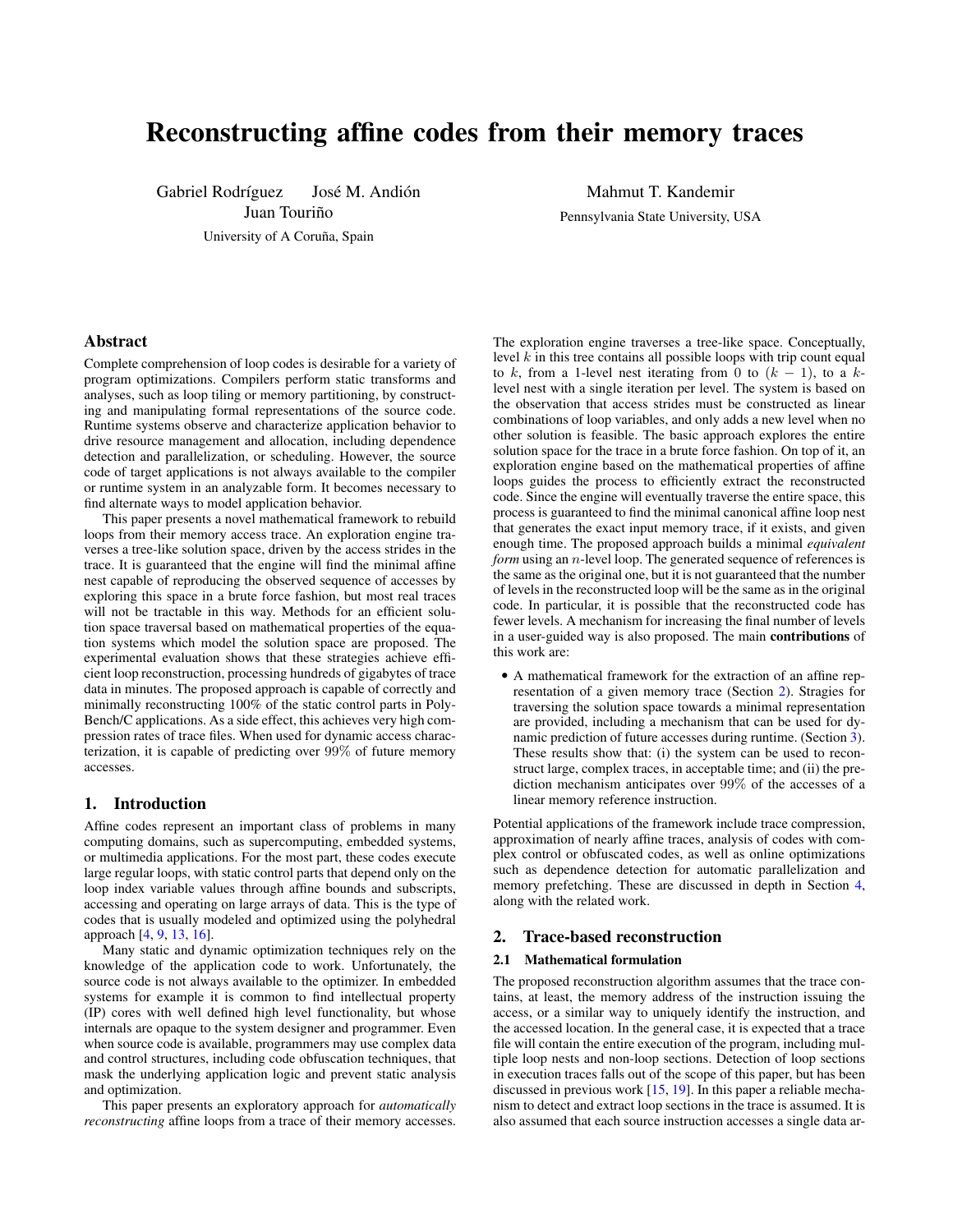# Reconstructing affine codes from their memory traces

Gabriel Rodríguez José M. Andión Juan Touriño

University of A Coruña, Spain

Mahmut T. Kandemir

Pennsylvania State University, USA

## Abstract

Complete comprehension of loop codes is desirable for a variety of program optimizations. Compilers perform static transforms and analyses, such as loop tiling or memory partitioning, by constructing and manipulating formal representations of the source code. Runtime systems observe and characterize application behavior to drive resource management and allocation, including dependence detection and parallelization, or scheduling. However, the source code of target applications is not always available to the compiler or runtime system in an analyzable form. It becomes necessary to find alternate ways to model application behavior.

This paper presents a novel mathematical framework to rebuild loops from their memory access trace. An exploration engine traverses a tree-like solution space, driven by the access strides in the trace. It is guaranteed that the engine will find the minimal affine nest capable of reproducing the observed sequence of accesses by exploring this space in a brute force fashion, but most real traces will not be tractable in this way. Methods for an efficient solution space traversal based on mathematical properties of the equation systems which model the solution space are proposed. The experimental evaluation shows that these strategies achieve efficient loop reconstruction, processing hundreds of gigabytes of trace data in minutes. The proposed approach is capable of correctly and minimally reconstructing 100% of the static control parts in PolyBench/C applications. As a side effect, this achieves very high compression rates of trace files. When used for dynamic access characterization, it is capable of predicting over 99% of future memory accesses.

## 1. Introduction

Affine codes represent an important class of problems in many computing domains, such as supercomputing, embedded systems, or multimedia applications. For the most part, these codes execute large regular loops, with static control parts that depend only on the loop index variable values through affine bounds and subscripts, accessing and operating on large arrays of data. This is the type of codes that is usually modeled and optimized using the polyhedral approach [4, 9, 13, 16].

Many static and dynamic optimization techniques rely on the knowledge of the application code to work. Unfortunately, the source code is not always available to the optimizer. In embedded systems for example it is common to find intellectual property (IP) cores with well defined high level functionality, but whose internals are opaque to the system designer and programmer. Even when source code is available, programmers may use complex data and control structures, including code obfuscation techniques, that mask the underlying application logic and prevent static analysis and optimization.

This paper presents an exploratory approach for *automatically reconstructing* affine loops from a trace of their memory accesses. The exploration engine traverses a tree-like space. Conceptually, level $k$ in this tree contains all possible loops with trip count equal to $k$, from a 1-level nest iterating from 0 to $(k-1)$, to a $k$-level nest with a single iteration per level. The system is based on the observation that access strides must be constructed as linear combinations of loop variables, and only adds a new level when no other solution is feasible. The basic approach explores the entire solution space for the trace in a brute force fashion. On top of it, an exploration engine based on the mathematical properties of affine loops guides the process to efficiently extract the reconstructed code. Since the engine will eventually traverse the entire space, this process is guaranteed to find the minimal canonical affine loop nest that generates the exact input memory trace, if it exists, and given enough time. The proposed approach builds a minimal *equivalent form* using an $n$-level loop. The generated sequence of references is the same as the original one, but it is not guaranteed that the number of levels in the reconstructed loop will be the same as in the original code. In particular, it is possible that the reconstructed code has fewer levels. A mechanism for increasing the final number of levels in a user-guided way is also proposed. The main **contributions** of this work are:

- A mathematical framework for the extraction of an affine representation of a given memory trace (Section 2). Stragies for traversing the solution space towards a minimal representation are provided, including a mechanism that can be used for dynamic prediction of future accesses during runtime. (Section 3). These results show that: (i) the system can be used to reconstruct large, complex traces, in acceptable time; and (ii) the prediction mechanism anticipates over 99% of the accesses of a linear memory reference instruction.

Potential applications of the framework include trace compression, approximation of nearly affine traces, analysis of codes with complex control or obfuscated codes, as well as online optimizations such as dependence detection for automatic parallelization and memory prefetching. These are discussed in depth in Section 4, along with the related work.

## 2. Trace-based reconstruction

### 2.1 Mathematical formulation

The proposed reconstruction algorithm assumes that the trace contains, at least, the memory address of the instruction issuing the access, or a similar way to uniquely identify the instruction, and the accessed location. In the general case, it is expected that a trace file will contain the entire execution of the program, including multiple loop nests and non-loop sections. Detection of loop sections in execution traces falls out of the scope of this paper, but has been discussed in previous work [15, 19]. In this paper a reliable mechanism to detect and extract loop sections in the trace is assumed. It is also assumed that each source instruction accesses a single data ar-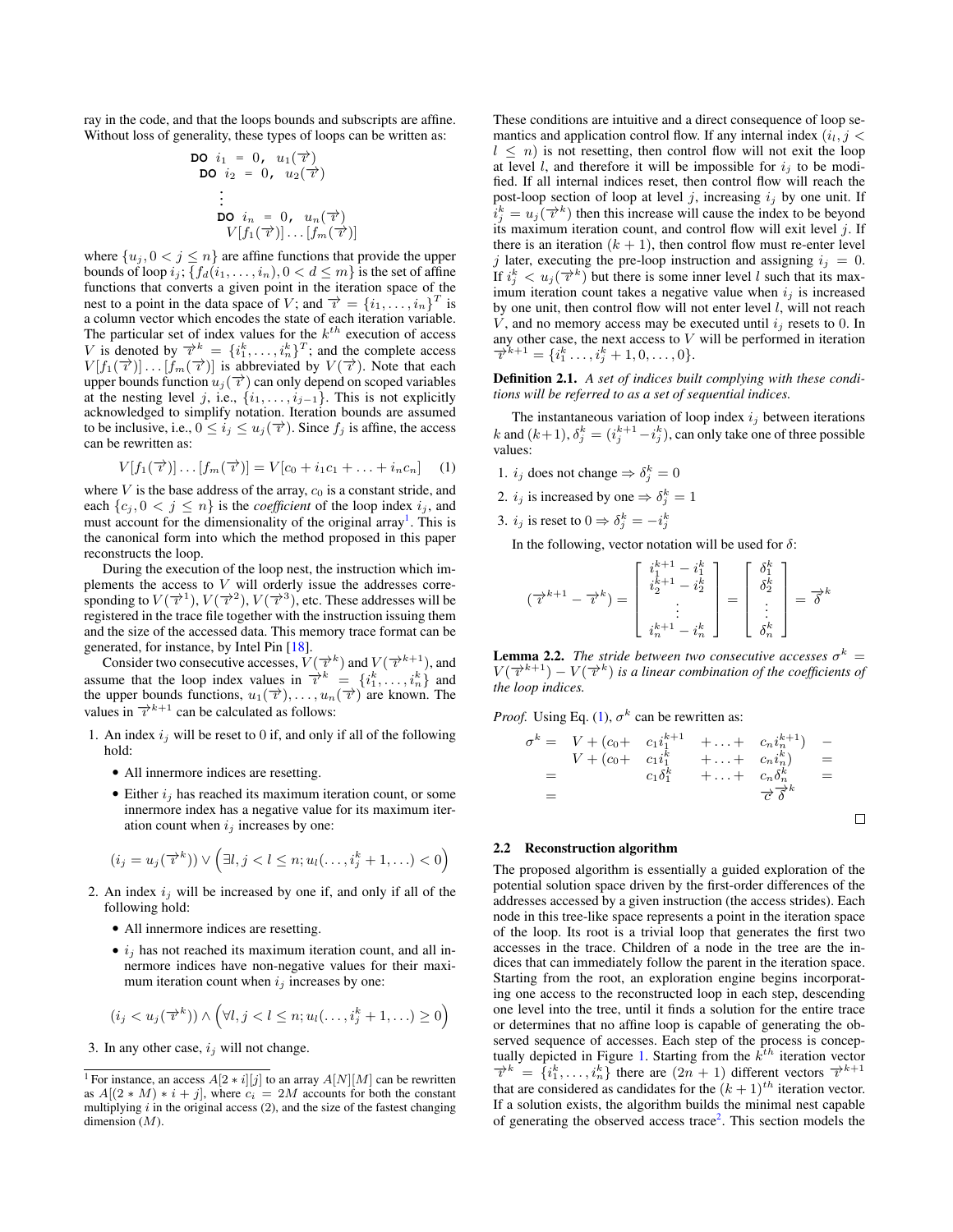ray in the code, and that the loops bounds and subscripts are affine. Without loss of generality, these types of loops can be written as:

$$
\begin{array}{l}
\texttt{DO } i_1 = 0,\ u_1(\overrightarrow{i}) \\
\quad \texttt{DO } i_2 = 0,\ u_2(\overrightarrow{i}) \\
\qquad \vdots \\
\qquad \texttt{DO } i_n = 0,\ u_n(\overrightarrow{i}) \\
\qquad\quad V[f_1(\overrightarrow{i})] \ldots [f_m(\overrightarrow{i})]
\end{array}
$$

where $\{u_j, 0 < j \leq n\}$ are affine functions that provide the upper bounds of loop $i_j$; $\{f_d(i_1, \ldots, i_n), 0 < d \leq m\}$ is the set of affine functions that converts a given point in the iteration space of the nest to a point in the data space of $V$; and $\overrightarrow{i} = \{i_1, \ldots, i_n\}^T$ is a column vector which encodes the state of each iteration variable. The particular set of index values for the $k^{th}$ execution of access $V$ is denoted by $\overrightarrow{i}^k = \{i_1^k, \ldots, i_n^k\}^T$; and the complete access $V[f_1(\overrightarrow{i})] \ldots [f_m(\overrightarrow{i})]$ is abbreviated by $V(\overrightarrow{i})$. Note that each upper bounds function $u_j(\overrightarrow{i})$ can only depend on scoped variables at the nesting level $j$, i.e., $\{i_1, \ldots, i_{j-1}\}$. This is not explicitly acknowledged to simplify notation. Iteration bounds are assumed to be inclusive, i.e., $0 \leq i_j \leq u_j(\overrightarrow{i})$. Since $f_j$ is affine, the access can be rewritten as:

$$
V[f_1(\overrightarrow{i})] \ldots [f_m(\overrightarrow{i})] = V[c_0 + i_1 c_1 + \ldots + i_n c_n] \quad (1)
$$

where $V$ is the base address of the array, $c_0$ is a constant stride, and each $\{c_j, 0 < j \leq n\}$ is the *coefficient* of the loop index $i_j$, and must account for the dimensionality of the original array[1]. This is the canonical form into which the method proposed in this paper reconstructs the loop.

During the execution of the loop nest, the instruction which implements the access to $V$ will orderly issue the addresses corresponding to $V(\overrightarrow{i}^1), V(\overrightarrow{i}^2), V(\overrightarrow{i}^3)$, etc. These addresses will be registered in the trace file together with the instruction issuing them and the size of the accessed data. This memory trace format can be generated, for instance, by Intel Pin [18].

Consider two consecutive accesses, $V(\overrightarrow{i}^k)$ and $V(\overrightarrow{i}^{k+1})$, and assume that the loop index values in $\overrightarrow{i}^k = \{i_1^k, \ldots, i_n^k\}$ and the upper bounds functions, $u_1(\overrightarrow{i}), \ldots, u_n(\overrightarrow{i})$ are known. The values in $\overrightarrow{i}^{k+1}$ can be calculated as follows:

1. An index $i_j$ will be reset to 0 if, and only if all of the following hold:
   - All innermore indices are resetting.
   - Either $i_j$ has reached its maximum iteration count, or some innermore index has a negative value for its maximum iteration count when $i_j$ increases by one:

$$
(i_j = u_j(\overrightarrow{i}^k)) \vee \left(\exists l, j < l \leq n; u_l(\ldots, i_j^k + 1, \ldots) < 0\right)
$$

2. An index $i_j$ will be increased by one if, and only if all of the following hold:
   - All innermore indices are resetting.
   - $i_j$ has not reached its maximum iteration count, and all innermore indices have non-negative values for their maximum iteration count when $i_j$ increases by one:

$$
(i_j < u_j(\overrightarrow{i}^k)) \wedge \left(\forall l, j < l \leq n; u_l(\ldots, i_j^k + 1, \ldots) \geq 0\right)
$$

3. In any other case, $i_j$ will not change.

These conditions are intuitive and a direct consequence of loop semantics and application control flow. If any internal index ($i_l, j < l \leq n$) is not resetting, then control flow will not exit the loop at level $l$, and therefore it will be impossible for $i_j$ to be modified. If all internal indices reset, then control flow will reach the post-loop section of loop at level $j$, increasing $i_j$ by one unit. If $i_j^k = u_j(\overrightarrow{i}^k)$ then this increase will cause the index to be beyond its maximum iteration count, and control flow will exit level $j$. If there is an iteration $(k+1)$, then control flow must re-enter level $j$ later, executing the pre-loop instruction and assigning $i_j = 0$. If $i_j^k < u_j(\overrightarrow{i}^k)$ but there is some inner level $l$ such that its maximum iteration count takes a negative value when $i_j$ is increased by one unit, then control flow will not enter level $l$, will not reach $V$, and no memory access may be executed until $i_j$ resets to 0. In any other case, the next access to $V$ will be performed in iteration $\overrightarrow{i}^{k+1} = \{i_1^k \ldots, i_j^k + 1, 0, \ldots, 0\}$.

**Definition 2.1.** *A set of indices built complying with these conditions will be referred to as a set of sequential indices.*

The instantaneous variation of loop index $i_j$ between iterations $k$ and $(k+1)$, $\delta_j^k = (i_j^{k+1} - i_j^k)$, can only take one of three possible values:

1. $i_j$ does not change $\Rightarrow \delta_j^k = 0$
2. $i_j$ is increased by one $\Rightarrow \delta_j^k = 1$
3. $i_j$ is reset to 0 $\Rightarrow \delta_j^k = -i_j^k$

In the following, vector notation will be used for $\delta$:

$$
(\overrightarrow{i}^{k+1} - \overrightarrow{i}^k) = \begin{bmatrix} i_1^{k+1} - i_1^k \\ i_2^{k+1} - i_2^k \\ \vdots \\ i_n^{k+1} - i_n^k \end{bmatrix} = \begin{bmatrix} \delta_1^k \\ \delta_2^k \\ \vdots \\ \delta_n^k \end{bmatrix} = \overrightarrow{\delta}^k
$$

**Lemma 2.2.** *The stride between two consecutive accesses $\sigma^k = V(\overrightarrow{i}^{k+1}) - V(\overrightarrow{i}^k)$ is a linear combination of the coefficients of the loop indices.*

*Proof.* Using Eq. (1), $\sigma^k$ can be rewritten as:

$$
\begin{array}{rlllll}
\sigma^k = & V + (c_0 + & c_1 i_1^{k+1} & + \ldots + & c_n i_n^{k+1}) & - \\
& V + (c_0 + & c_1 i_1^k & + \ldots + & c_n i_n^k) & = \\
= & & c_1 \delta_1^k & + \ldots + & c_n \delta_n^k & = \\
= & & & & \overrightarrow{c}\,\overrightarrow{\delta}^k &
\end{array}
$$

□

### 2.2 Reconstruction algorithm

The proposed algorithm is essentially a guided exploration of the potential solution space driven by the first-order differences of the addresses accessed by a given instruction (the access strides). Each node in this tree-like space represents a point in the iteration space of the loop. Its root is a trivial loop that generates the first two accesses in the trace. Children of a node in the tree are the indices that can immediately follow the parent in the iteration space. Starting from the root, an exploration engine begins incorporating one access to the reconstructed loop in each step, descending one level into the tree, until it finds a solution for the entire trace or determines that no affine loop is capable of generating the observed sequence of accesses. Each step of the process is conceptually depicted in Figure 1. Starting from the $k^{th}$ iteration vector $\overrightarrow{i}^k = \{i_1^k, \ldots, i_n^k\}$ there are $(2n+1)$ different vectors $\overrightarrow{i}^{k+1}$ that are considered as candidates for the $(k+1)^{th}$ iteration vector. If a solution exists, the algorithm builds the minimal nest capable of generating the observed access trace[2]. This section models the

[1] For instance, an access $A[2*i][j]$ to an array $A[N][M]$ can be rewritten as $A[(2*M)*i+j]$, where $c_i = 2M$ accounts for both the constant multiplying $i$ in the original access (2), and the size of the fastest changing dimension ($M$).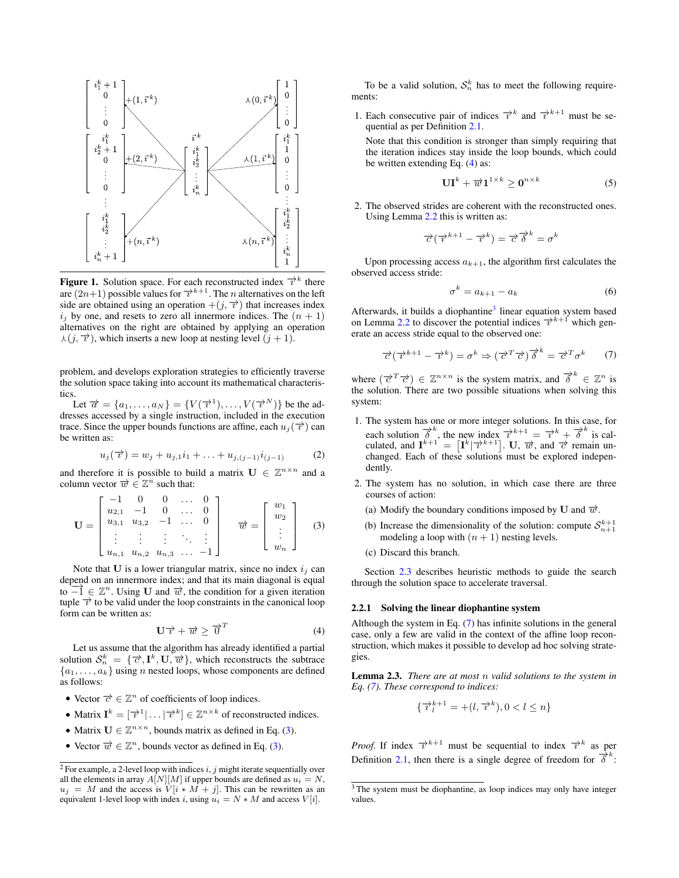Figure 1. Solution space. For each reconstructed index $\vec{i}^k$ there are $(2n+1)$ possible values for $\vec{i}^{k+1}$. The $n$ alternatives on the left side are obtained using an operation $+(j, \vec{i})$ that increases index $i_j$ by one, and resets to zero all innermore indices. The $(n+1)$ alternatives on the right are obtained by applying an operation $\curlywedge(j, \vec{i})$, which inserts a new loop at nesting level $(j+1)$.

problem, and develops exploration strategies to efficiently traverse the solution space taking into account its mathematical characteristics.

Let $\vec{a} = \{a_1, \ldots, a_N\} = \{V(\vec{i}^1), \ldots, V(\vec{i}^N)\}$ be the addresses accessed by a single instruction, included in the execution trace. Since the upper bounds functions are affine, each $u_j(\vec{i})$ can be written as:

$$u_j(\vec{i}) = w_j + u_{j,1}i_1 + \ldots + u_{j,(j-1)}i_{(j-1)} \tag{2}$$

and therefore it is possible to build a matrix $\mathbf{U} \in \mathbb{Z}^{n \times n}$ and a column vector $\vec{w} \in \mathbb{Z}^n$ such that:

$$\mathbf{U} = \begin{bmatrix} -1 & 0 & 0 & \ldots & 0 \\ u_{2,1} & -1 & 0 & \ldots & 0 \\ u_{3,1} & u_{3,2} & -1 & \ldots & 0 \\ \vdots & \vdots & \vdots & \ddots & \vdots \\ u_{n,1} & u_{n,2} & u_{n,3} & \ldots & -1 \end{bmatrix} \quad \vec{w} = \begin{bmatrix} w_1 \\ w_2 \\ \vdots \\ w_n \end{bmatrix} \tag{3}$$

Note that $\mathbf{U}$ is a lower triangular matrix, since no index $i_j$ can depend on an innermore index; and that its main diagonal is equal to $\vec{-1} \in \mathbb{Z}^n$. Using $\mathbf{U}$ and $\vec{w}$, the condition for a given iteration tuple $\vec{i}$ to be valid under the loop constraints in the canonical loop form can be written as:

$$\mathbf{U}\vec{i} + \vec{w} \geq \vec{0}^T \tag{4}$$

Let us assume that the algorithm has already identified a partial solution $\mathcal{S}_n^k = \{\vec{c}, \mathbf{I}^k, \mathbf{U}, \vec{w}\}$, which reconstructs the subtrace $\{a_1, \ldots, a_k\}$ using $n$ nested loops, whose components are defined as follows:

- Vector $\vec{c} \in \mathbb{Z}^n$ of coefficients of loop indices.
- Matrix $\mathbf{I}^k = [\vec{i}^1 | \ldots | \vec{i}^k] \in \mathbb{Z}^{n \times k}$ of reconstructed indices.
- Matrix $\mathbf{U} \in \mathbb{Z}^{n \times n}$, bounds matrix as defined in Eq. (3).
- Vector $\vec{w} \in \mathbb{Z}^n$, bounds vector as defined in Eq. (3).

[2] For example, a 2-level loop with indices $i, j$ might iterate sequentially over all the elements in array $A[N][M]$ if upper bounds are defined as $u_i = N$, $u_j = M$ and the access is $V[i * M + j]$. This can be rewritten as an equivalent 1-level loop with index $i$, using $u_i = N * M$ and access $V[i]$.

To be a valid solution, $\mathcal{S}_n^k$ has to meet the following requirements:

1. Each consecutive pair of indices $\vec{i}^k$ and $\vec{i}^{k+1}$ must be sequential as per Definition 2.1.

   Note that this condition is stronger than simply requiring that the iteration indices stay inside the loop bounds, which could be written extending Eq. (4) as:

$$\mathbf{U}\mathbf{I}^k + \vec{w}\mathbf{1}^{1 \times k} \geq \mathbf{0}^{n \times k} \tag{5}$$

2. The observed strides are coherent with the reconstructed ones. Using Lemma 2.2 this is written as:

$$\vec{c}(\vec{i}^{k+1} - \vec{i}^k) = \vec{c}\vec{\delta}^k = \sigma^k$$

Upon processing access $a_{k+1}$, the algorithm first calculates the observed access stride:

$$\sigma^k = a_{k+1} - a_k \tag{6}$$

Afterwards, it builds a diophantine[3] linear equation system based on Lemma 2.2 to discover the potential indices $\vec{i}^{k+1}$ which generate an access stride equal to the observed one:

$$\vec{c}(\vec{i}^{k+1} - \vec{i}^k) = \sigma^k \Rightarrow (\vec{c}^T\vec{c})\vec{\delta}^k = \vec{c}^T\sigma^k \tag{7}$$

where $(\vec{c}^T\vec{c}) \in \mathbb{Z}^{n \times n}$ is the system matrix, and $\vec{\delta}^k \in \mathbb{Z}^n$ is the solution. There are two possible situations when solving this system:

1. The system has one or more integer solutions. In this case, for each solution $\vec{\delta}^k$, the new index $\vec{i}^{k+1} = \vec{i}^k + \vec{\delta}^k$ is calculated, and $\mathbf{I}^{k+1} = [\mathbf{I}^k | \vec{i}^{k+1}]$. $\mathbf{U}$, $\vec{w}$, and $\vec{c}$ remain unchanged. Each of these solutions must be explored independently.

2. The system has no solution, in which case there are three courses of action:

   (a) Modify the boundary conditions imposed by $\mathbf{U}$ and $\vec{w}$.

   (b) Increase the dimensionality of the solution: compute $\mathcal{S}_{n+1}^{k+1}$ modeling a loop with $(n+1)$ nesting levels.

   (c) Discard this branch.

Section 2.3 describes heuristic methods to guide the search through the solution space to accelerate traversal.

#### 2.2.1 Solving the linear diophantine system

Although the system in Eq. (7) has infinite solutions in the general case, only a few are valid in the context of the affine loop reconstruction, which makes it possible to develop ad hoc solving strategies.

**Lemma 2.3.** *There are at most $n$ valid solutions to the system in Eq. (7). These correspond to indices:*

$$\{\vec{i}_l^{k+1} = +(l, \vec{i}^k), 0 < l \leq n\}$$

*Proof.* If index $\vec{i}^{k+1}$ must be sequential to index $\vec{i}^k$ as per Definition 2.1, then there is a single degree of freedom for $\vec{\delta}^k$:

[3] The system must be diophantine, as loop indices may only have integer values.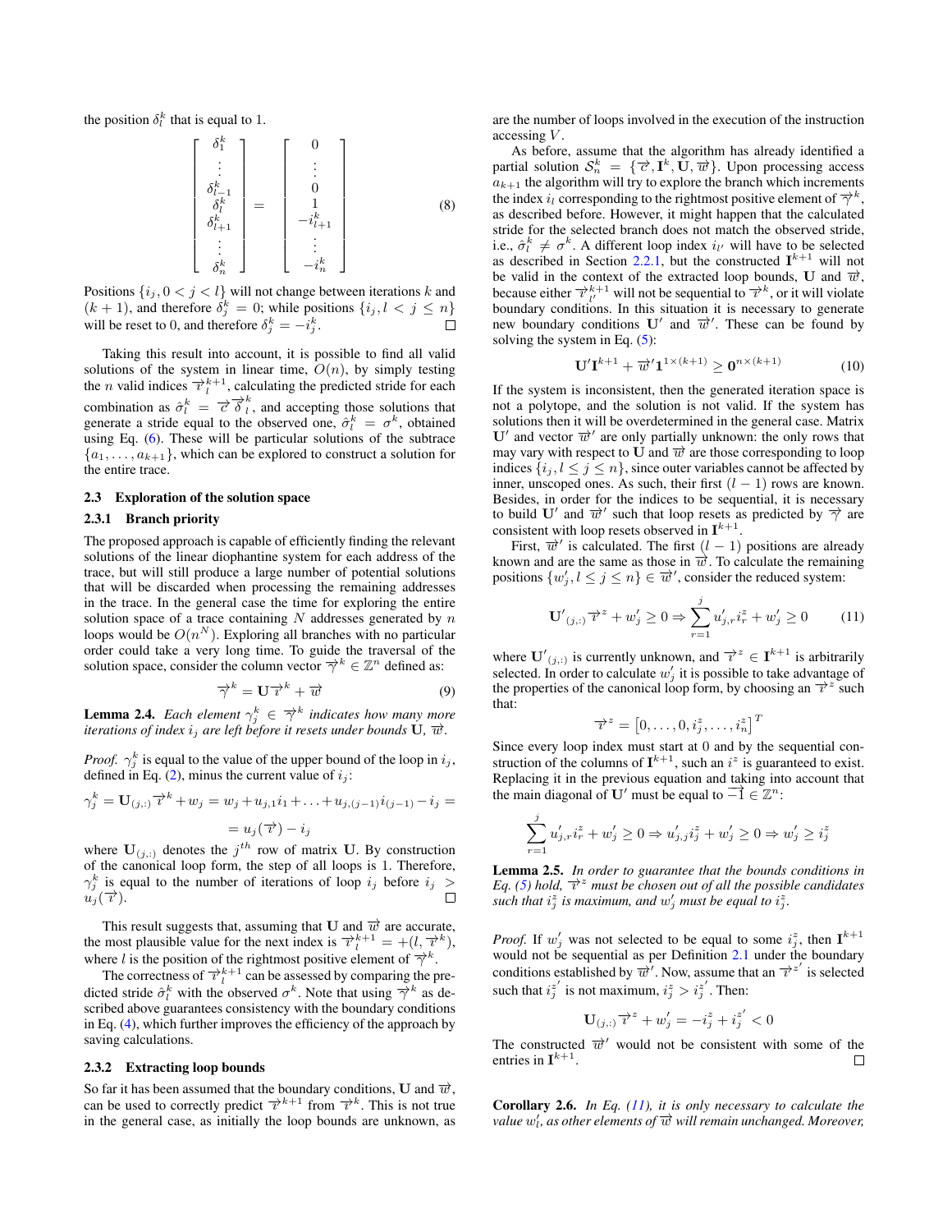the position $\delta_l^k$ that is equal to 1.

$$\begin{bmatrix} \delta_1^k \\ \vdots \\ \delta_{l-1}^k \\ \delta_l^k \\ \delta_{l+1}^k \\ \vdots \\ \delta_n^k \end{bmatrix} = \begin{bmatrix} 0 \\ \vdots \\ 0 \\ 1 \\ -i_{l+1}^k \\ \vdots \\ -i_n^k \end{bmatrix} \tag{8}$$

Positions $\{i_j, 0 < j < l\}$ will not change between iterations $k$ and $(k+1)$, and therefore $\delta_j^k = 0$; while positions $\{i_j, l < j \leq n\}$ will be reset to 0, and therefore $\delta_j^k = -i_j^k$. □

Taking this result into account, it is possible to find all valid solutions of the system in linear time, $O(n)$, by simply testing the $n$ valid indices $\overrightarrow{\imath}_l^{k+1}$, calculating the predicted stride for each combination as $\hat{\sigma}_l^k = \overrightarrow{c}\,\overrightarrow{\delta}_l^k$, and accepting those solutions that generate a stride equal to the observed one, $\hat{\sigma}_l^k = \sigma^k$, obtained using Eq. (6). These will be particular solutions of the subtrace $\{a_1, \ldots, a_{k+1}\}$, which can be explored to construct a solution for the entire trace.

### 2.3 Exploration of the solution space

#### 2.3.1 Branch priority

The proposed approach is capable of efficiently finding the relevant solutions of the linear diophantine system for each address of the trace, but will still produce a large number of potential solutions that will be discarded when processing the remaining addresses in the trace. In the general case the time for exploring the entire solution space of a trace containing $N$ addresses generated by $n$ loops would be $O(n^N)$. Exploring all branches with no particular order could take a very long time. To guide the traversal of the solution space, consider the column vector $\overrightarrow{\gamma}^k \in \mathbb{Z}^n$ defined as:

$$\overrightarrow{\gamma}^k = \mathbf{U}\overrightarrow{\imath}^k + \overrightarrow{w} \tag{9}$$

**Lemma 2.4.** *Each element $\gamma_j^k \in \overrightarrow{\gamma}^k$ indicates how many more iterations of index $i_j$ are left before it resets under bounds $\mathbf{U}$, $\overrightarrow{w}$.*

*Proof.* $\gamma_j^k$ is equal to the value of the upper bound of the loop in $i_j$, defined in Eq. (2), minus the current value of $i_j$:

$$\gamma_j^k = \mathbf{U}_{(j,:)}\overrightarrow{\imath}^k + w_j = w_j + u_{j,1}i_1 + \ldots + u_{j,(j-1)}i_{(j-1)} - i_j =$$

$$= u_j(\overrightarrow{\imath}) - i_j$$

where $\mathbf{U}_{(j,:)}$ denotes the $j^{th}$ row of matrix $\mathbf{U}$. By construction of the canonical loop form, the step of all loops is 1. Therefore, $\gamma_j^k$ is equal to the number of iterations of loop $i_j$ before $i_j > u_j(\overrightarrow{\imath})$. □

This result suggests that, assuming that $\mathbf{U}$ and $\overrightarrow{w}$ are accurate, the most plausible value for the next index is $\overrightarrow{\imath}_l^{k+1} = +(l, \overrightarrow{\imath}^k)$, where $l$ is the position of the rightmost positive element of $\overrightarrow{\gamma}^k$.

The correctness of $\overrightarrow{\imath}_l^{k+1}$ can be assessed by comparing the predicted stride $\hat{\sigma}_l^k$ with the observed $\sigma^k$. Note that using $\overrightarrow{\gamma}^k$ as described above guarantees consistency with the boundary conditions in Eq. (4), which further improves the efficiency of the approach by saving calculations.

#### 2.3.2 Extracting loop bounds

So far it has been assumed that the boundary conditions, $\mathbf{U}$ and $\overrightarrow{w}$, can be used to correctly predict $\overrightarrow{\imath}^{k+1}$ from $\overrightarrow{\imath}^k$. This is not true in the general case, as initially the loop bounds are unknown, as are the number of loops involved in the execution of the instruction accessing $V$.

As before, assume that the algorithm has already identified a partial solution $\mathcal{S}_n^k = \{\overrightarrow{c}, \mathbf{I}^k, \mathbf{U}, \overrightarrow{w}\}$. Upon processing access $a_{k+1}$ the algorithm will try to explore the branch which increments the index $i_l$ corresponding to the rightmost positive element of $\overrightarrow{\gamma}^k$, as described before. However, it might happen that the calculated stride for the selected branch does not match the observed stride, i.e., $\hat{\sigma}_l^k \neq \sigma^k$. A different loop index $i_{l'}$ will have to be selected as described in Section 2.2.1, but the constructed $\mathbf{I}^{k+1}$ will not be valid in the context of the extracted loop bounds, $\mathbf{U}$ and $\overrightarrow{w}$, because either $\overrightarrow{\imath}_{l'}^{k+1}$ will not be sequential to $\overrightarrow{\imath}^k$, or it will violate boundary conditions. In this situation it is necessary to generate new boundary conditions $\mathbf{U}'$ and $\overrightarrow{w}'$. These can be found by solving the system in Eq. (5):

$$\mathbf{U}'\mathbf{I}^{k+1} + \overrightarrow{w}'\mathbf{1}^{1\times(k+1)} \geq \mathbf{0}^{n\times(k+1)} \tag{10}$$

If the system is inconsistent, then the generated iteration space is not a polytope, and the solution is not valid. If the system has solutions then it will be overdetermined in the general case. Matrix $\mathbf{U}'$ and vector $\overrightarrow{w}'$ are only partially unknown: the only rows that may vary with respect to $\mathbf{U}$ and $\overrightarrow{w}$ are those corresponding to loop indices $\{i_j, l \leq j \leq n\}$, since outer variables cannot be affected by inner, unscoped ones. As such, their first $(l-1)$ rows are known. Besides, in order for the indices to be sequential, it is necessary to build $\mathbf{U}'$ and $\overrightarrow{w}'$ such that loop resets as predicted by $\overrightarrow{\gamma}$ are consistent with loop resets observed in $\mathbf{I}^{k+1}$.

First, $\overrightarrow{w}'$ is calculated. The first $(l-1)$ positions are already known and are the same as those in $\overrightarrow{w}$. To calculate the remaining positions $\{w'_j, l \leq j \leq n\} \in \overrightarrow{w}'$, consider the reduced system:

$$\mathbf{U}'_{(j,:)}\overrightarrow{\imath}^z + w'_j \geq 0 \Rightarrow \sum_{r=1}^{j} u'_{j,r}i_r^z + w'_j \geq 0 \tag{11}$$

where $\mathbf{U}'_{(j,:)}$ is currently unknown, and $\overrightarrow{\imath}^z \in \mathbf{I}^{k+1}$ is arbitrarily selected. In order to calculate $w'_j$ it is possible to take advantage of the properties of the canonical loop form, by choosing an $\overrightarrow{\imath}^z$ such that:

$$\overrightarrow{\imath}^z = \left[0, \ldots, 0, i_j^z, \ldots, i_n^z\right]^T$$

Since every loop index must start at 0 and by the sequential construction of the columns of $\mathbf{I}^{k+1}$, such an $i^z$ is guaranteed to exist. Replacing it in the previous equation and taking into account that the main diagonal of $\mathbf{U}'$ must be equal to $\overrightarrow{-1} \in \mathbb{Z}^n$:

$$\sum_{r=1}^{j} u'_{j,r}i_r^z + w'_j \geq 0 \Rightarrow u'_{j,j}i_j^z + w'_j \geq 0 \Rightarrow w'_j \geq i_j^z$$

**Lemma 2.5.** *In order to guarantee that the bounds conditions in Eq. (5) hold, $\overrightarrow{\imath}^z$ must be chosen out of all the possible candidates such that $i_j^z$ is maximum, and $w'_j$ must be equal to $i_j^z$.*

*Proof.* If $w'_j$ was not selected to be equal to some $i_j^z$, then $\mathbf{I}^{k+1}$ would not be sequential as per Definition 2.1 under the boundary conditions established by $\overrightarrow{w}'$. Now, assume that an $\overrightarrow{\imath}^{z'}$ is selected such that $i_j^{z'}$ is not maximum, $i_j^z > i_j^{z'}$. Then:

$$\mathbf{U}_{(j,:)}\overrightarrow{\imath}^z + w'_j = -i_j^z + i_j^{z'} < 0$$

The constructed $\overrightarrow{w}'$ would not be consistent with some of the entries in $\mathbf{I}^{k+1}$. □

**Corollary 2.6.** *In Eq. (11), it is only necessary to calculate the value $w'_l$, as other elements of $\overrightarrow{w}$ will remain unchanged. Moreover,*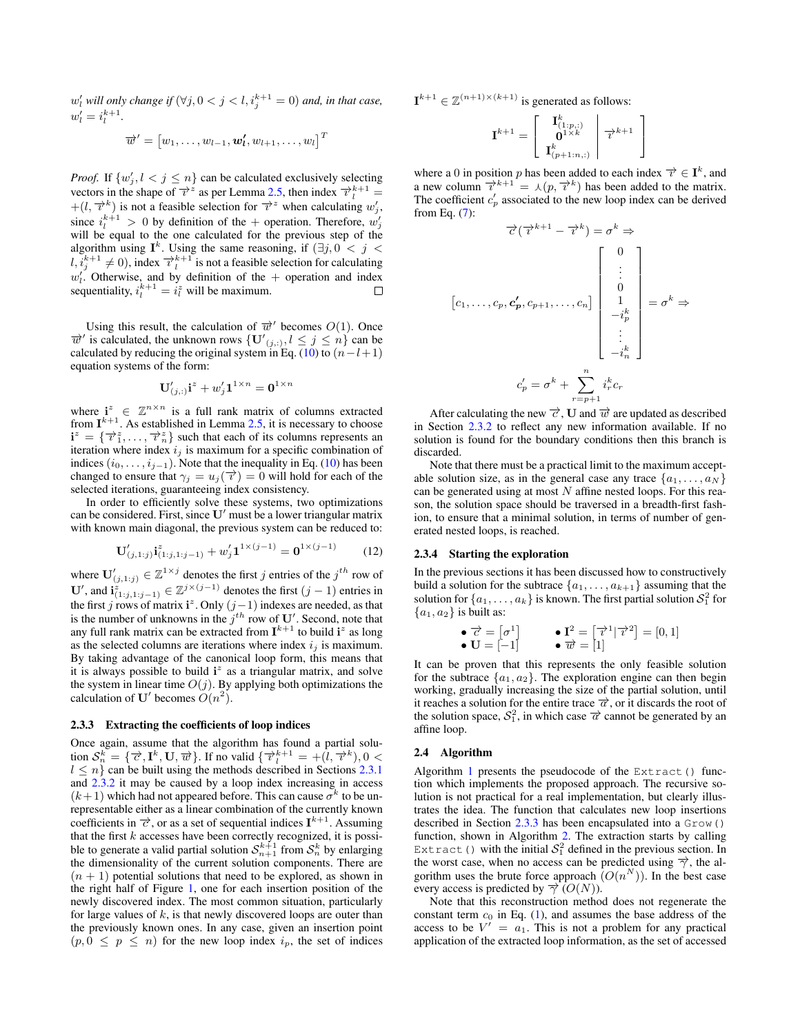$w'_l$ *will only change if* $(\forall j, 0 < j < l, i_j^{k+1} = 0)$ *and, in that case,* $w'_l = i_l^{k+1}$.

$$\overrightarrow{w}' = \left[w_1, \ldots, w_{l-1}, \boldsymbol{w'_l}, w_{l+1}, \ldots, w_l\right]^T$$

*Proof.* If $\{w'_j, l < j \le n\}$ can be calculated exclusively selecting vectors in the shape of $\overrightarrow{\imath}^z$ as per Lemma 2.5, then index $\overrightarrow{\imath}_l^{k+1} = +(l, \overrightarrow{\imath}^k)$ is not a feasible selection for $\overrightarrow{\imath}^z$ when calculating $w'_j$, since $i_l^{k+1} > 0$ by definition of the $+$ operation. Therefore, $w'_j$ will be equal to the one calculated for the previous step of the algorithm using $\mathbf{I}^k$. Using the same reasoning, if $(\exists j, 0 < j < l, i_j^{k+1} \neq 0)$, index $\overrightarrow{\imath}_l^{k+1}$ is not a feasible selection for calculating $w'_l$. Otherwise, and by definition of the $+$ operation and index sequentiality, $i_l^{k+1} = i_l^z$ will be maximum. □

Using this result, the calculation of $\overrightarrow{w}'$ becomes $O(1)$. Once $\overrightarrow{w}'$ is calculated, the unknown rows $\{\mathbf{U}'_{(j,:)}, l \le j \le n\}$ can be calculated by reducing the original system in Eq. (10) to $(n-l+1)$ equation systems of the form:

$$\mathbf{U}'_{(j,:)}\mathbf{i}^z + w'_j \mathbf{1}^{1\times n} = \mathbf{0}^{1\times n}$$

where $\mathbf{i}^z \in \mathbb{Z}^{n\times n}$ is a full rank matrix of columns extracted from $\mathbf{I}^{k+1}$. As established in Lemma 2.5, it is necessary to choose $\mathbf{i}^z = \{\overrightarrow{\imath}_1^z, \ldots, \overrightarrow{\imath}_n^z\}$ such that each of its columns represents an iteration where index $i_j$ is maximum for a specific combination of indices $(i_0, \ldots, i_{j-1})$. Note that the inequality in Eq. (10) has been changed to ensure that $\gamma_j = u_j(\overrightarrow{\imath}) = 0$ will hold for each of the selected iterations, guaranteeing index consistency.

In order to efficiently solve these systems, two optimizations can be considered. First, since $\mathbf{U}'$ must be a lower triangular matrix with known main diagonal, the previous system can be reduced to:

$$\mathbf{U}'_{(j,1:j)}\mathbf{i}^z_{(1:j,1:j-1)} + w'_j \mathbf{1}^{1\times(j-1)} = \mathbf{0}^{1\times(j-1)} \tag{12}$$

where $\mathbf{U}'_{(j,1:j)} \in \mathbb{Z}^{1\times j}$ denotes the first $j$ entries of the $j^{th}$ row of $\mathbf{U}'$, and $\mathbf{i}^z_{(1:j,1:j-1)} \in \mathbb{Z}^{j\times(j-1)}$ denotes the first $(j-1)$ entries in the first $j$ rows of matrix $\mathbf{i}^z$. Only $(j-1)$ indexes are needed, as that is the number of unknowns in the $j^{th}$ row of $\mathbf{U}'$. Second, note that any full rank matrix can be extracted from $\mathbf{I}^{k+1}$ to build $\mathbf{i}^z$ as long as the selected columns are iterations where index $i_j$ is maximum. By taking advantage of the canonical loop form, this means that it is always possible to build $\mathbf{i}^z$ as a triangular matrix, and solve the system in linear time $O(j)$. By applying both optimizations the calculation of $\mathbf{U}'$ becomes $O(n^2)$.

#### 2.3.3 Extracting the coefficients of loop indices

Once again, assume that the algorithm has found a partial solution $\mathcal{S}_n^k = \{\overrightarrow{c}, \mathbf{I}^k, \mathbf{U}, \overrightarrow{w}\}$. If no valid $\{\overrightarrow{\imath}_l^{k+1} = +(l, \overrightarrow{\imath}^k), 0 < l \le n\}$ can be built using the methods described in Sections 2.3.1 and 2.3.2 it may be caused by a loop index increasing in access $(k+1)$ which had not appeared before. This can cause $\sigma^k$ to be unrepresentable either as a linear combination of the currently known coefficients in $\overrightarrow{c}$, or as a set of sequential indices $\mathbf{I}^{k+1}$. Assuming that the first $k$ accesses have been correctly recognized, it is possible to generate a valid partial solution $\mathcal{S}_{n+1}^{k+1}$ from $\mathcal{S}_n^k$ by enlarging the dimensionality of the current solution components. There are $(n+1)$ potential solutions that need to be explored, as shown in the right half of Figure 1, one for each insertion position of the newly discovered index. The most common situation, particularly for large values of $k$, is that newly discovered loops are outer than the previously known ones. In any case, given an insertion point $(p, 0 \le p \le n)$ for the new loop index $i_p$, the set of indices $\mathbf{I}^{k+1} \in \mathbb{Z}^{(n+1)\times(k+1)}$ is generated as follows:

$$\mathbf{I}^{k+1} = \left[\begin{array}{c|c} \mathbf{I}^k_{(1:p,:)} & \\ \mathbf{0}^{1\times k} & \overrightarrow{\imath}^{k+1} \\ \mathbf{I}^k_{(p+1:n,:)} & \end{array}\right]$$

where a 0 in position $p$ has been added to each index $\overrightarrow{\imath} \in \mathbf{I}^k$, and a new column $\overrightarrow{\imath}^{k+1} = \curlywedge(p, \overrightarrow{\imath}^k)$ has been added to the matrix. The coefficient $c'_p$ associated to the new loop index can be derived from Eq. (7):

$$\overrightarrow{c}(\overrightarrow{\imath}^{k+1} - \overrightarrow{\imath}^k) = \sigma^k \Rightarrow$$

$$\left[c_1, \ldots, c_p, \boldsymbol{c'_p}, c_{p+1}, \ldots, c_n\right] \begin{bmatrix} 0 \\ \vdots \\ 0 \\ 1 \\ -i_p^k \\ \vdots \\ -i_n^k \end{bmatrix} = \sigma^k \Rightarrow$$

$$c'_p = \sigma^k + \sum_{r=p+1}^{n} i_r^k c_r$$

After calculating the new $\overrightarrow{c}$, $\mathbf{U}$ and $\overrightarrow{w}$ are updated as described in Section 2.3.2 to reflect any new information available. If no solution is found for the boundary conditions then this branch is discarded.

Note that there must be a practical limit to the maximum acceptable solution size, as in the general case any trace $\{a_1, \ldots, a_N\}$ can be generated using at most $N$ affine nested loops. For this reason, the solution space should be traversed in a breadth-first fashion, to ensure that a minimal solution, in terms of number of generated nested loops, is reached.

#### 2.3.4 Starting the exploration

In the previous sections it has been discussed how to constructively build a solution for the subtrace $\{a_1, \ldots, a_{k+1}\}$ assuming that the solution for $\{a_1, \ldots, a_k\}$ is known. The first partial solution $\mathcal{S}_1^2$ for $\{a_1, a_2\}$ is built as:

- $\overrightarrow{c} = \left[\sigma^1\right]$
- $\mathbf{U} = \left[-1\right]$
- $\mathbf{I}^2 = \left[\overrightarrow{\imath}^1 | \overrightarrow{\imath}^2\right] = [0, 1]$
- $\overrightarrow{w} = \left[1\right]$

It can be proven that this represents the only feasible solution for the subtrace $\{a_1, a_2\}$. The exploration engine can then begin working, gradually increasing the size of the partial solution, until it reaches a solution for the entire trace $\overrightarrow{a}$, or it discards the root of the solution space, $\mathcal{S}_1^2$, in which case $\overrightarrow{a}$ cannot be generated by an affine loop.

### 2.4 Algorithm

Algorithm 1 presents the pseudocode of the `Extract()` function which implements the proposed approach. The recursive solution is not practical for a real implementation, but clearly illustrates the idea. The function that calculates new loop insertions described in Section 2.3.3 has been encapsulated into a `Grow()` function, shown in Algorithm 2. The extraction starts by calling `Extract()` with the initial $\mathcal{S}_1^2$ defined in the previous section. In the worst case, when no access can be predicted using $\overrightarrow{\gamma}$, the algorithm uses the brute force approach $(O(n^N))$. In the best case every access is predicted by $\overrightarrow{\gamma}$ $(O(N))$.

Note that this reconstruction method does not regenerate the constant term $c_0$ in Eq. (1), and assumes the base address of the access to be $V' = a_1$. This is not a problem for any practical application of the extracted loop information, as the set of accessed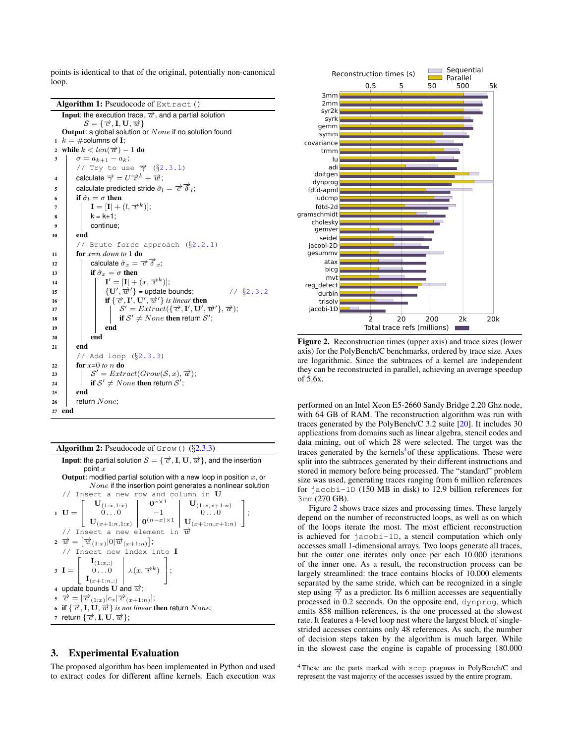points is identical to that of the original, potentially non-canonical loop.

**Algorithm 1:** Pseudocode of `Extract()`

```
Input: the execution trace, a⃗, and a partial solution
       S = {c⃗, I, U, w⃗}
Output: a global solution or None if no solution found
1  k = #columns of I;
2  while k < len(a⃗) − 1 do
3      σ = a_{k+1} − a_k;
       // Try to use ı⃗ (§2.3.1)
4      calculate ı⃗ = U ı⃗^k + w⃗;
5      calculate predicted stride σ̂_l = c⃗ δ⃗_l;
6      if σ̂_l = σ then
7          I = [I| + (l, ı⃗^k)];
8          k = k+1;
9          continue;
10     end
       // Brute force approach (§2.2.1)
11     for x=n down to 1 do
12         calculate σ̂_x = c⃗ δ⃗_x;
13         if σ̂_x = σ then
14             I' = [I| + (x, ı⃗^k)];
15             {U', w⃗'} = update bounds;          // §2.3.2
16             if {c⃗, I', U', w⃗'} is linear then
17                 S' = Extract({c⃗, I', U', w⃗'}, a⃗);
18                 if S' ≠ None then return S';
19             end
20         end
21     end
       // Add loop (§2.3.3)
22     for x=0 to n do
23         S' = Extract(Grow(S, x), a⃗);
24         if S' ≠ None then return S';
25     end
26     return None;
27 end
```

**Algorithm 2:** Pseudocode of `Grow()` (§2.3.3)

**Input**: the partial solution $\mathcal{S} = \{\vec{c}, \mathbf{I}, \mathbf{U}, \vec{w}\}$, and the insertion point $x$

**Output**: modified partial solution with a new loop in position $x$, or $None$ if the insertion point generates a nonlinear solution

// Insert a new row and column in $\mathbf{U}$

1. $$\mathbf{U} = \left[\begin{array}{c|c|c} \mathbf{U}_{(1:x,1:x)} & \mathbf{0}^{x\times 1} & \mathbf{U}_{(1:x,x+1:n)} \\ 0\ldots 0 & -1 & 0\ldots 0 \\ \mathbf{U}_{(x+1:n,1:x)} & \mathbf{0}^{(n-x)\times 1} & \mathbf{U}_{(x+1:n,x+1:n)} \end{array}\right];$$

// Insert a new element in $\vec{w}$

2. $\vec{w} = [\vec{w}_{(1:x)}|0|\vec{w}_{(x+1:n)}]$;

// Insert new index into $\mathbf{I}$

3. $$\mathbf{I} = \left[\begin{array}{c|c} \mathbf{I}_{(1:x,:)} & \\ 0\ldots 0 & \curlywedge(x, \vec{\imath}^k) \\ \mathbf{I}_{(x+1:n,:)} & \end{array}\right];$$

4. update bounds $\mathbf{U}$ and $\vec{w}$;
5. $\vec{c} = [\vec{c}_{(1:x)}|c_x|\vec{c}_{(x+1:n)}]$;
6. **if** $\{\vec{c}, \mathbf{I}, \mathbf{U}, \vec{w}\}$ *is not linear* **then** return $None$;
7. return $\{\vec{c}, \mathbf{I}, \mathbf{U}, \vec{w}\}$;

## 3. Experimental Evaluation

The proposed algorithm has been implemented in Python and used to extract codes for different affine kernels. Each execution was performed on an Intel Xeon E5-2660 Sandy Bridge 2.20 Ghz node, with 64 GB of RAM. The reconstruction algorithm was run with traces generated by the PolyBench/C 3.2 suite [20]. It includes 30 applications from domains such as linear algebra, stencil codes and data mining, out of which 28 were selected. The target was the traces generated by the kernels[4] of these applications. These were split into the subtraces generated by their different instructions and stored in memory before being processed. The "standard" problem size was used, generating traces ranging from 6 million references for `jacobi-1D` (150 MB in disk) to 12.9 billion references for `3mm` (270 GB).

**Figure 2.** Reconstruction times (upper axis) and trace sizes (lower axis) for the PolyBench/C benchmarks, ordered by trace size. Axes are logarithmic. Since the subtraces of a kernel are independent they can be reconstructed in parallel, achieving an average speedup of 5.6x.

Figure 2 shows trace sizes and processing times. These largely depend on the number of reconstructed loops, as well as on which of the loops iterate the most. The most efficient reconstruction is achieved for `jacobi-1D`, a stencil computation which only accesses small 1-dimensional arrays. Two loops generate all traces, but the outer one iterates only once per each 10.000 iterations of the inner one. As a result, the reconstruction process can be largely streamlined: the trace contains blocks of 10.000 elements separated by the same stride, which can be recognized in a single step using $\vec{\imath}$ as a predictor. Its 6 million accesses are sequentially processed in 0.2 seconds. On the opposite end, `dynprog`, which emits 858 million references, is the one processed at the slowest rate. It features a 4-level loop nest where the largest block of single-strided accesses contains only 48 references. As such, the number of decision steps taken by the algorithm is much larger. While in the slowest case the engine is capable of processing 180.000

[4] These are the parts marked with `scop` pragmas in PolyBench/C and represent the vast majority of the accesses issued by the entire program.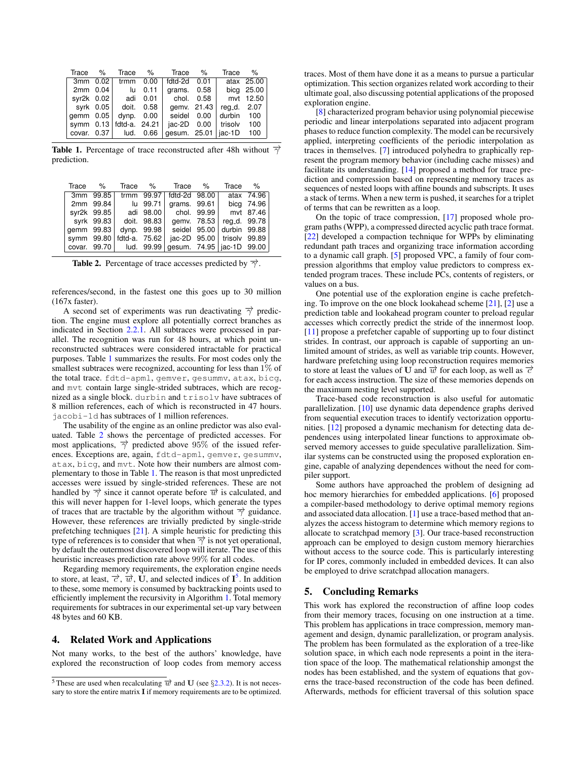| Trace | % | Trace | % | Trace | % | Trace | % |
|---|---|---|---|---|---|---|---|
| 3mm | 0.02 | trmm | 0.00 | fdtd-2d | 0.01 | atax | 25.00 |
| 2mm | 0.04 | lu | 0.11 | grams. | 0.58 | bicg | 25.00 |
| syr2k | 0.02 | adi | 0.01 | chol. | 0.58 | mvt | 12.50 |
| syrk | 0.05 | doit. | 0.58 | gemv. | 21.43 | reg_d. | 2.07 |
| gemm | 0.05 | dynp. | 0.00 | seidel | 0.00 | durbin | 100 |
| symm | 0.13 | fdtd-a. | 24.21 | jac-2D | 0.00 | trisolv | 100 |
| covar. | 0.37 | lud. | 0.66 | gesum. | 25.01 | jac-1D | 100 |

**Table 1.** Percentage of trace reconstructed after 48h without $\vec{\gamma}$ prediction.

| Trace | % | Trace | % | Trace | % | Trace | % |
|---|---|---|---|---|---|---|---|
| 3mm | 99.85 | trmm | 99.97 | fdtd-2d | 98.00 | atax | 74.96 |
| 2mm | 99.84 | lu | 99.71 | grams. | 99.61 | bicg | 74.96 |
| syr2k | 99.85 | adi | 98.00 | chol. | 99.99 | mvt | 87.46 |
| syrk | 99.83 | doit. | 98.83 | gemv. | 78.53 | reg_d. | 99.78 |
| gemm | 99.83 | dynp. | 99.98 | seidel | 95.00 | durbin | 99.88 |
| symm | 99.80 | fdtd-a. | 75.62 | jac-2D | 95.00 | trisolv | 99.89 |
| covar. | 99.70 | lud. | 99.99 | gesum. | 74.95 | jac-1D | 99.00 |

**Table 2.** Percentage of trace accesses predicted by $\vec{\gamma}$.

references/second, in the fastest one this goes up to 30 million (167x faster).

A second set of experiments was run deactivating $\vec{\gamma}$ prediction. The engine must explore all potentially correct branches as indicated in Section 2.2.1. All subtraces were processed in parallel. The recognition was run for 48 hours, at which point unreconstructed subtraces were considered intractable for practical purposes. Table 1 summarizes the results. For most codes only the smallest subtraces were recognized, accounting for less than 1% of the total trace. `fdtd-apml`, `gemver`, `gesummv`, `atax`, `bicg`, and `mvt` contain large single-strided subtraces, which are recognized as a single block. `durbin` and `trisolv` have subtraces of 8 million references, each of which is reconstructed in 47 hours. `jacobi-1d` has subtraces of 1 million references.

The usability of the engine as an online predictor was also evaluated. Table 2 shows the percentage of predicted accesses. For most applications, $\vec{\gamma}$ predicted above 95% of the issued references. Exceptions are, again, `fdtd-apml`, `gemver`, `gesummv`, `atax`, `bicg`, and `mvt`. Note how their numbers are almost complementary to those in Table 1. The reason is that most unpredicted accesses were issued by single-strided references. These are not handled by $\vec{\gamma}$ since it cannot operate before $\vec{w}$ is calculated, and this will never happen for 1-level loops, which generate the types of traces that are tractable by the algorithm without $\vec{\gamma}$ guidance. However, these references are trivially predicted by single-stride prefetching techniques [21]. A simple heuristic for predicting this type of references is to consider that when $\vec{\gamma}$ is not yet operational, by default the outermost discovered loop will iterate. The use of this heuristic increases prediction rate above 99% for all codes.

Regarding memory requirements, the exploration engine needs to store, at least, $\vec{c}$, $\vec{w}$, $\mathbf{U}$, and selected indices of $\mathbf{I}$[5]. In addition to these, some memory is consumed by backtracking points used to efficiently implement the recursivity in Algorithm 1. Total memory requirements for subtraces in our experimental set-up vary between 48 bytes and 60 KB.

## 4. Related Work and Applications

Not many works, to the best of the authors' knowledge, have explored the reconstruction of loop codes from memory access traces. Most of them have done it as a means to pursue a particular optimization. This section organizes related work according to their ultimate goal, also discussing potential applications of the proposed exploration engine.

[8] characterized program behavior using polynomial piecewise periodic and linear interpolations separated into adjacent program phases to reduce function complexity. The model can be recursively applied, interpreting coefficients of the periodic interpolation as traces in themselves. [7] introduced polyhedra to graphically represent the program memory behavior (including cache misses) and facilitate its understanding. [14] proposed a method for trace prediction and compression based on representing memory traces as sequences of nested loops with affine bounds and subscripts. It uses a stack of terms. When a new term is pushed, it searches for a triplet of terms that can be rewritten as a loop.

On the topic of trace compression, [17] proposed whole program paths (WPP), a compressed directed acyclic path trace format. [22] developed a compaction technique for WPPs by eliminating redundant path traces and organizing trace information according to a dynamic call graph. [5] proposed VPC, a family of four compression algorithms that employ value predictors to compress extended program traces. These include PCs, contents of registers, or values on a bus.

One potential use of the exploration engine is cache prefetching. To improve on the one block lookahead scheme [21], [2] use a prediction table and lookahead program counter to preload regular accesses which correctly predict the stride of the innermost loop. [11] propose a prefetcher capable of supporting up to four distinct strides. In contrast, our approach is capable of supporting an unlimited amount of strides, as well as variable trip counts. However, hardware prefetching using loop reconstruction requires memories to store at least the values of $\mathbf{U}$ and $\vec{w}$ for each loop, as well as $\vec{c}$ for each access instruction. The size of these memories depends on the maximum nesting level supported.

Trace-based code reconstruction is also useful for automatic parallelization. [10] use dynamic data dependence graphs derived from sequential execution traces to identify vectorization opportunities. [12] proposed a dynamic mechanism for detecting data dependences using interpolated linear functions to approximate observed memory accesses to guide speculative parallelization. Similar systems can be constructed using the proposed exploration engine, capable of analyzing dependences without the need for compiler support.

Some authors have approached the problem of designing ad hoc memory hierarchies for embedded applications. [6] proposed a compiler-based methodology to derive optimal memory regions and associated data allocation. [1] use a trace-based method that analyzes the access histogram to determine which memory regions to allocate to scratchpad memory [3]. Our trace-based reconstruction approach can be employed to design custom memory hierarchies without access to the source code. This is particularly interesting for IP cores, commonly included in embedded devices. It can also be employed to drive scratchpad allocation managers.

## 5. Concluding Remarks

This work has explored the reconstruction of affine loop codes from their memory traces, focusing on one instruction at a time. This problem has applications in trace compression, memory management and design, dynamic parallelization, or program analysis. The problem has been formulated as the exploration of a tree-like solution space, in which each node represents a point in the iteration space of the loop. The mathematical relationship amongst the nodes has been established, and the system of equations that governs the trace-based reconstruction of the code has been defined. Afterwards, methods for efficient traversal of this solution space

[5] These are used when recalculating $\vec{w}$ and $\mathbf{U}$ (see §2.3.2). It is not necessary to store the entire matrix $\mathbf{I}$ if memory requirements are to be optimized.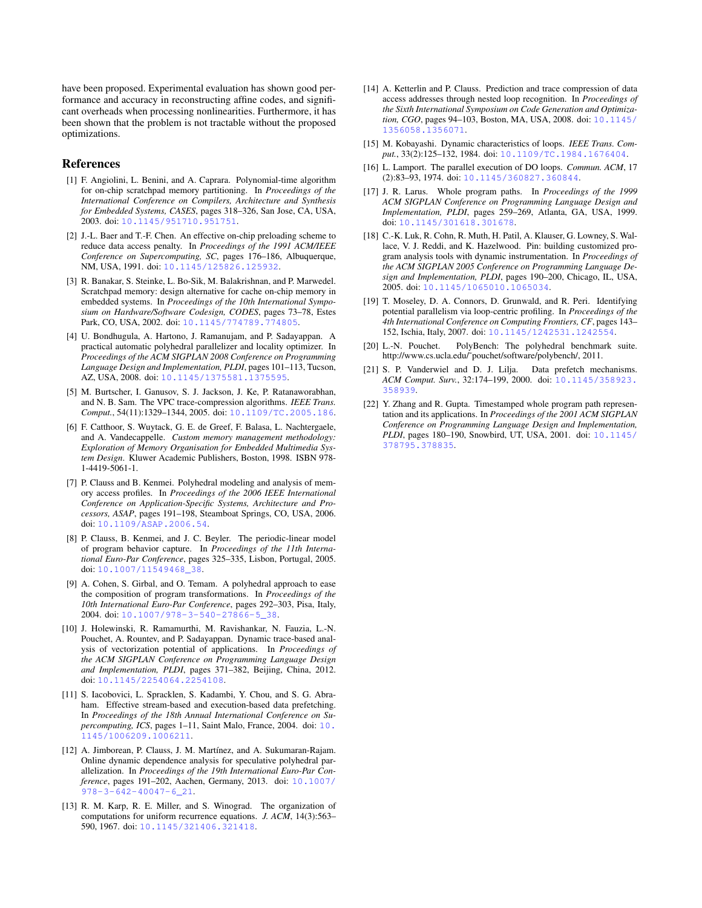have been proposed. Experimental evaluation has shown good performance and accuracy in reconstructing affine codes, and significant overheads when processing nonlinearities. Furthermore, it has been shown that the problem is not tractable without the proposed optimizations.

## References

[1] F. Angiolini, L. Benini, and A. Caprara. Polynomial-time algorithm for on-chip scratchpad memory partitioning. In *Proceedings of the International Conference on Compilers, Architecture and Synthesis for Embedded Systems, CASES*, pages 318–326, San Jose, CA, USA, 2003. doi: 10.1145/951710.951751.

[2] J.-L. Baer and T.-F. Chen. An effective on-chip preloading scheme to reduce data access penalty. In *Proceedings of the 1991 ACM/IEEE Conference on Supercomputing, SC*, pages 176–186, Albuquerque, NM, USA, 1991. doi: 10.1145/125826.125932.

[3] R. Banakar, S. Steinke, L. Bo-Sik, M. Balakrishnan, and P. Marwedel. Scratchpad memory: design alternative for cache on-chip memory in embedded systems. In *Proceedings of the 10th International Symposium on Hardware/Software Codesign, CODES*, pages 73–78, Estes Park, CO, USA, 2002. doi: 10.1145/774789.774805.

[4] U. Bondhugula, A. Hartono, J. Ramanujam, and P. Sadayappan. A practical automatic polyhedral parallelizer and locality optimizer. In *Proceedings of the ACM SIGPLAN 2008 Conference on Programming Language Design and Implementation, PLDI*, pages 101–113, Tucson, AZ, USA, 2008. doi: 10.1145/1375581.1375595.

[5] M. Burtscher, I. Ganusov, S. J. Jackson, J. Ke, P. Ratanaworabhan, and N. B. Sam. The VPC trace-compression algorithms. *IEEE Trans. Comput.*, 54(11):1329–1344, 2005. doi: 10.1109/TC.2005.186.

[6] F. Catthoor, S. Wuytack, G. E. de Greef, F. Balasa, L. Nachtergaele, and A. Vandecappelle. *Custom memory management methodology: Exploration of Memory Organisation for Embedded Multimedia System Design*. Kluwer Academic Publishers, Boston, 1998. ISBN 978-1-4419-5061-1.

[7] P. Clauss and B. Kenmei. Polyhedral modeling and analysis of memory access profiles. In *Proceedings of the 2006 IEEE International Conference on Application-Specific Systems, Architecture and Processors, ASAP*, pages 191–198, Steamboat Springs, CO, USA, 2006. doi: 10.1109/ASAP.2006.54.

[8] P. Clauss, B. Kenmei, and J. C. Beyler. The periodic-linear model of program behavior capture. In *Proceedings of the 11th International Euro-Par Conference*, pages 325–335, Lisbon, Portugal, 2005. doi: 10.1007/11549468_38.

[9] A. Cohen, S. Girbal, and O. Temam. A polyhedral approach to ease the composition of program transformations. In *Proceedings of the 10th International Euro-Par Conference*, pages 292–303, Pisa, Italy, 2004. doi: 10.1007/978-3-540-27866-5_38.

[10] J. Holewinski, R. Ramamurthi, M. Ravishankar, N. Fauzia, L.-N. Pouchet, A. Rountev, and P. Sadayappan. Dynamic trace-based analysis of vectorization potential of applications. In *Proceedings of the ACM SIGPLAN Conference on Programming Language Design and Implementation, PLDI*, pages 371–382, Beijing, China, 2012. doi: 10.1145/2254064.2254108.

[11] S. Iacobovici, L. Spracklen, S. Kadambi, Y. Chou, and S. G. Abraham. Effective stream-based and execution-based data prefetching. In *Proceedings of the 18th Annual International Conference on Supercomputing, ICS*, pages 1–11, Saint Malo, France, 2004. doi: 10.1145/1006209.1006211.

[12] A. Jimborean, P. Clauss, J. M. Martínez, and A. Sukumaran-Rajam. Online dynamic dependence analysis for speculative polyhedral parallelization. In *Proceedings of the 19th International Euro-Par Conference*, pages 191–202, Aachen, Germany, 2013. doi: 10.1007/978-3-642-40047-6_21.

[13] R. M. Karp, R. E. Miller, and S. Winograd. The organization of computations for uniform recurrence equations. *J. ACM*, 14(3):563–590, 1967. doi: 10.1145/321406.321418.

[14] A. Ketterlin and P. Clauss. Prediction and trace compression of data access addresses through nested loop recognition. In *Proceedings of the Sixth International Symposium on Code Generation and Optimization, CGO*, pages 94–103, Boston, MA, USA, 2008. doi: 10.1145/1356058.1356071.

[15] M. Kobayashi. Dynamic characteristics of loops. *IEEE Trans. Comput.*, 33(2):125–132, 1984. doi: 10.1109/TC.1984.1676404.

[16] L. Lamport. The parallel execution of DO loops. *Commun. ACM*, 17 (2):83–93, 1974. doi: 10.1145/360827.360844.

[17] J. R. Larus. Whole program paths. In *Proceedings of the 1999 ACM SIGPLAN Conference on Programming Language Design and Implementation, PLDI*, pages 259–269, Atlanta, GA, USA, 1999. doi: 10.1145/301618.301678.

[18] C.-K. Luk, R. Cohn, R. Muth, H. Patil, A. Klauser, G. Lowney, S. Wallace, V. J. Reddi, and K. Hazelwood. Pin: building customized program analysis tools with dynamic instrumentation. In *Proceedings of the ACM SIGPLAN 2005 Conference on Programming Language Design and Implementation, PLDI*, pages 190–200, Chicago, IL, USA, 2005. doi: 10.1145/1065010.1065034.

[19] T. Moseley, D. A. Connors, D. Grunwald, and R. Peri. Identifying potential parallelism via loop-centric profiling. In *Proceedings of the 4th International Conference on Computing Frontiers, CF*, pages 143–152, Ischia, Italy, 2007. doi: 10.1145/1242531.1242554.

[20] L.-N. Pouchet. PolyBench: The polyhedral benchmark suite. http://www.cs.ucla.edu/~pouchet/software/polybench/, 2011.

[21] S. P. Vanderwiel and D. J. Lilja. Data prefetch mechanisms. *ACM Comput. Surv.*, 32:174–199, 2000. doi: 10.1145/358923.358939.

[22] Y. Zhang and R. Gupta. Timestamped whole program path representation and its applications. In *Proceedings of the 2001 ACM SIGPLAN Conference on Programming Language Design and Implementation, PLDI*, pages 180–190, Snowbird, UT, USA, 2001. doi: 10.1145/378795.378835.